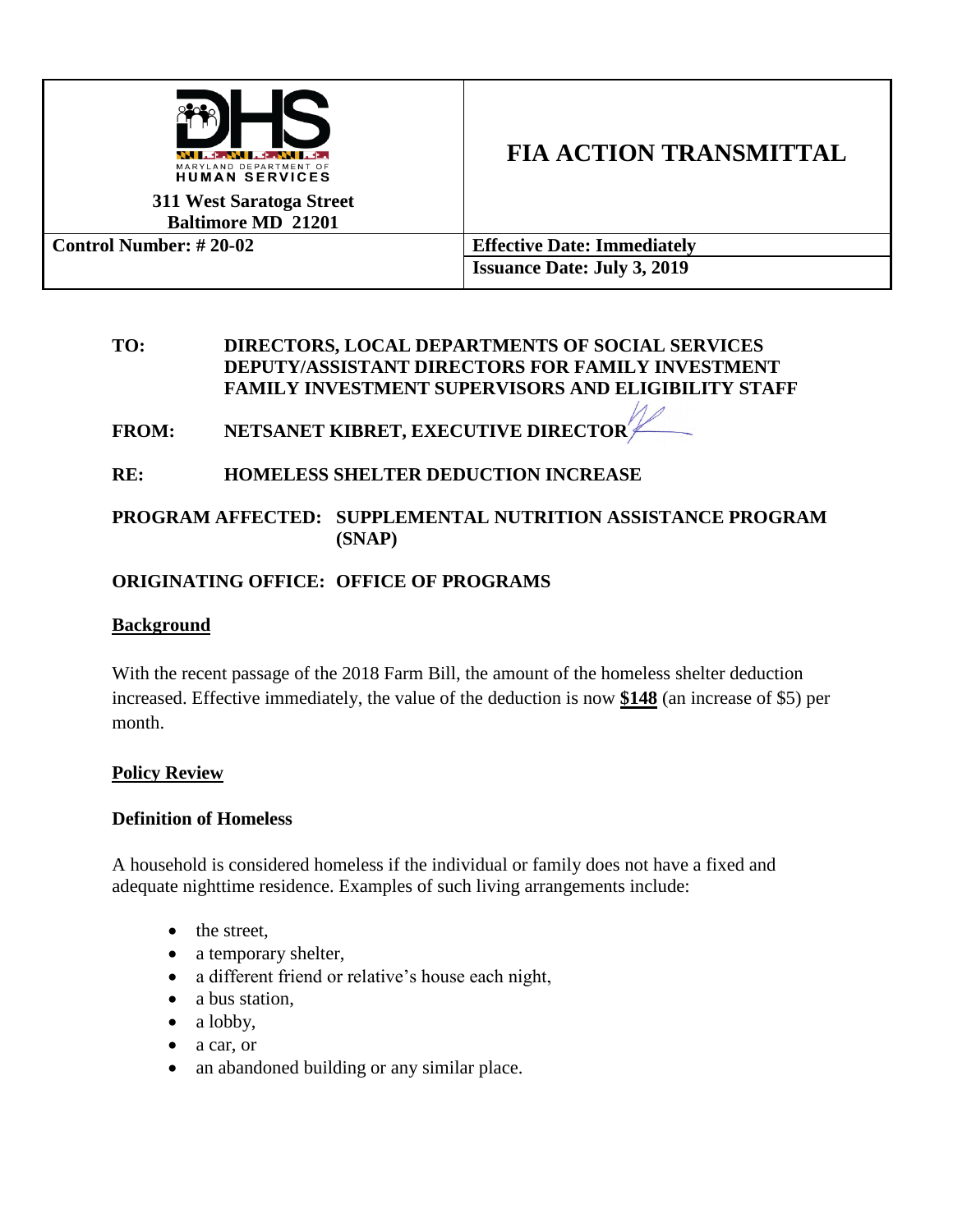MARYLAND DEPARTMENT OF HUMAN SERVICES

**311 West Saratoga Street**
**Baltimore MD 21201**

# FIA ACTION TRANSMITTAL

| | |
|---|---|
| **Control Number: # 20-02** | **Effective Date: Immediately** |
| | **Issuance Date: July 3, 2019** |

**TO:** DIRECTORS, LOCAL DEPARTMENTS OF SOCIAL SERVICES
DEPUTY/ASSISTANT DIRECTORS FOR FAMILY INVESTMENT
FAMILY INVESTMENT SUPERVISORS AND ELIGIBILITY STAFF

**FROM:** NETSANET KIBRET, EXECUTIVE DIRECTOR

**RE:** HOMELESS SHELTER DEDUCTION INCREASE

**PROGRAM AFFECTED:** SUPPLEMENTAL NUTRITION ASSISTANCE PROGRAM (SNAP)

**ORIGINATING OFFICE:** OFFICE OF PROGRAMS

## Background

With the recent passage of the 2018 Farm Bill, the amount of the homeless shelter deduction increased. Effective immediately, the value of the deduction is now **$148** (an increase of $5) per month.

## Policy Review

### Definition of Homeless

A household is considered homeless if the individual or family does not have a fixed and adequate nighttime residence. Examples of such living arrangements include:

- the street,
- a temporary shelter,
- a different friend or relative's house each night,
- a bus station,
- a lobby,
- a car, or
- an abandoned building or any similar place.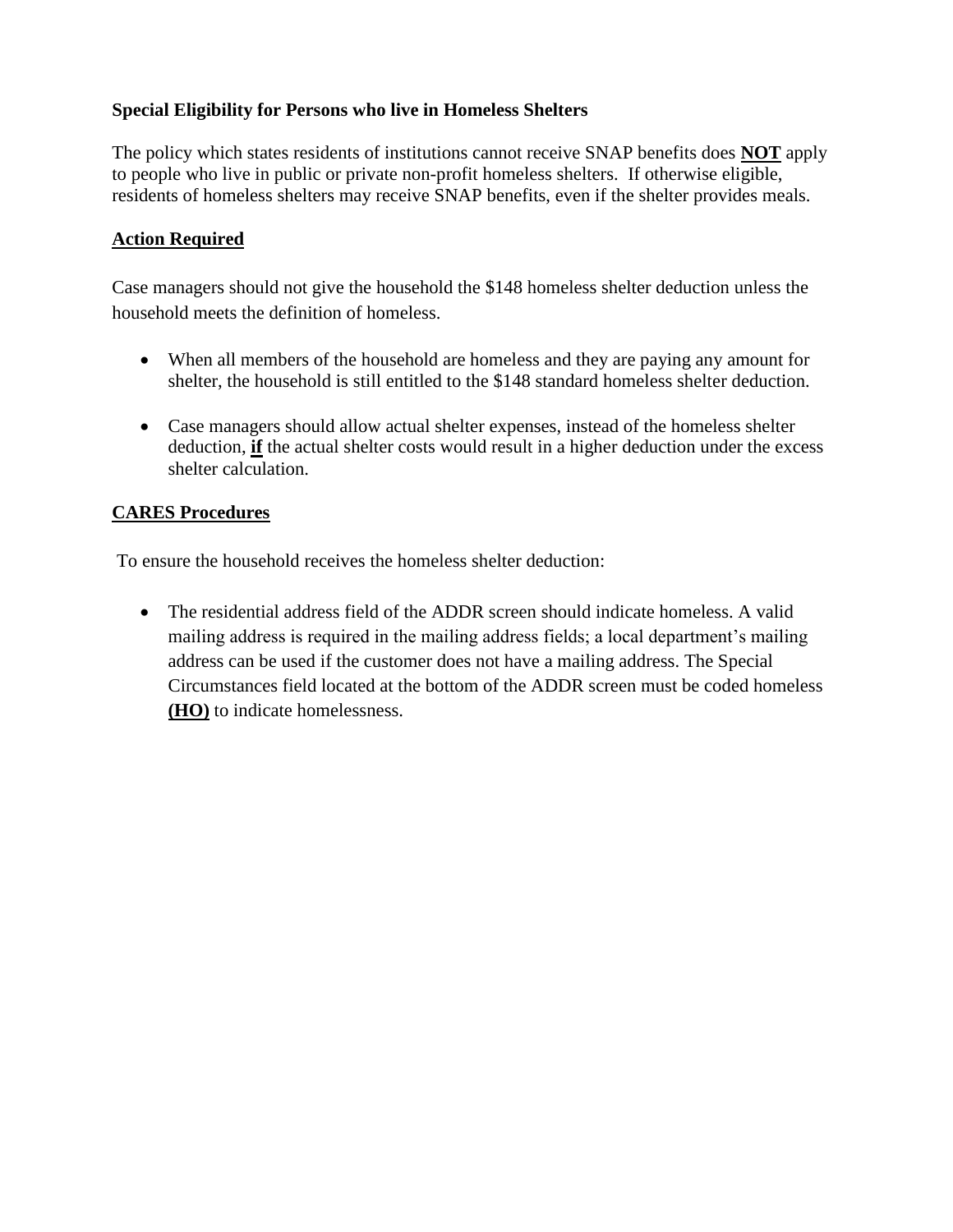**Special Eligibility for Persons who live in Homeless Shelters**

The policy which states residents of institutions cannot receive SNAP benefits does **NOT** apply to people who live in public or private non-profit homeless shelters. If otherwise eligible, residents of homeless shelters may receive SNAP benefits, even if the shelter provides meals.

**Action Required**

Case managers should not give the household the $148 homeless shelter deduction unless the household meets the definition of homeless.

- When all members of the household are homeless and they are paying any amount for shelter, the household is still entitled to the $148 standard homeless shelter deduction.
- Case managers should allow actual shelter expenses, instead of the homeless shelter deduction, **if** the actual shelter costs would result in a higher deduction under the excess shelter calculation.

**CARES Procedures**

To ensure the household receives the homeless shelter deduction:

- The residential address field of the ADDR screen should indicate homeless. A valid mailing address is required in the mailing address fields; a local department's mailing address can be used if the customer does not have a mailing address. The Special Circumstances field located at the bottom of the ADDR screen must be coded homeless **(HO)** to indicate homelessness.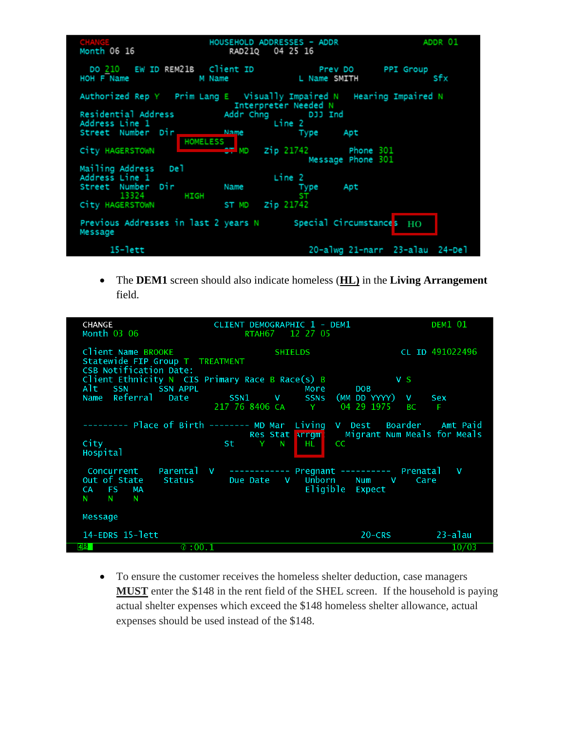```
CHANGE                         HOUSEHOLD ADDRESSES - ADDR                    ADDR 01
Month 06 16                       RAD21Q    04 25 16

  DO 210    EW ID REM21B    Client ID              Prev DO        PPI Group
HOH F Name               M Name                 L Name  SMITH                   Sfx

Authorized Rep Y    Prim Lang E    Visually Impaired N    Hearing Impaired N
                                 Interpreter Needed N
Residential Address               Addr Chng           DJJ Ind
Address Line 1                                Line 2
Street  Number  Dir               Name               Type     Apt
                   HOMELESS
City HAGERSTOWN                ST MD    Zip 21742          Phone 301
                                                    Message Phone 301
Mailing Address    Del
Address Line 1                                Line 2
Street  Number  Dir               Name               Type     Apt
        13324           HIGH                          ST
City HAGERSTOWN                ST MD    Zip 21742

Previous Addresses in last 2 years N        Special Circumstances  HO
Message

      15-lett                                   20-alwg 21-narr  23-alau  24-Del
```

- The **DEM1** screen should also indicate homeless (**HL)** in the **Living Arrangement** field.

```
CHANGE                          CLIENT DEMOGRAPHIC 1 - DEM1                DEM1 01
Month 03 06                         RTAH67    12 27 05

Client Name BROOKE                          SHIELDS                   CL ID 491022496
Statewide FIP Group T  TREATMENT
CSB Notification Date:
Client Ethnicity N  CIS Primary Race B Race(s) B                   V S
Alt    SSN       SSN APPL                       More       DOB
Name   Referral    Date           SSN1      V   SSNS   (MM DD YYYY)  V     Sex
                              217 76 8406 CA     Y      04 29 1975   BC     F

--------- Place of Birth -------- MD Mar  Living  V  Dest    Boarder     Amt Paid
                                  Res Stat Arrgmt   Migrant Num Meals for Meals
City                          St      Y    N    HL    CC
Hospital

 Concurrent      Parental  V    ------------ Pregnant ----------  Prenatal    V
Out of State      Status        Due Date    V   Unborn     Num    V    Care
CA    FS    MA                                  Eligible   Expect
N     N     N

Message

14-EDRS 15-lett                                         20-CRS            23-alau
                               :00.1                                      10/03
```

- To ensure the customer receives the homeless shelter deduction, case managers **MUST** enter the $148 in the rent field of the SHEL screen. If the household is paying actual shelter expenses which exceed the $148 homeless shelter allowance, actual expenses should be used instead of the $148.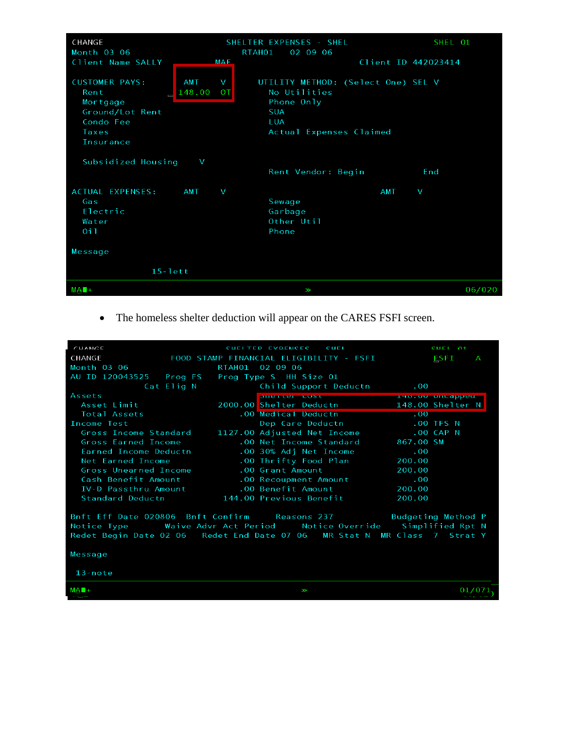```
CHANGE                          SHELTER EXPENSES - SHEL                    SHEL 01
Month 03 06                       RTAH01    02 09 06
Client Name SALLY                         MAE                    Client ID 442023414

CUSTOMER PAYS:            AMT      V       UTILITY METHOD: (Select One) SEL V
  Rent                   148.00   OT         No Utilities
  Mortgage                                   Phone Only
  Ground/Lot Rent                            SUA
  Condo Fee                                  LUA
  Taxes                                      Actual Expenses Claimed
  Insurance

  Subsidized Housing        V
                                             Rent Vendor: Begin              End

ACTUAL EXPENSES:          AMT      V                                  AMT      V
  Gas                                        Sewage
  Electric                                   Garbage
  Water                                      Other Util
  Oil                                        Phone

Message

                15-lett

MA■+                                        »                               06/020
```

- The homeless shelter deduction will appear on the CARES FSFI screen.

```
CHANGE                    FOOD STAMP FINANCIAL ELIGIBILITY - FSFI            FSFI     A
Month 03 06                       RTAH01   02 09 06
AU ID 120043525     Prog FS    Prog Type S    HH Size 01
              Cat Elig N                  Child Support Deductn          .00
Assets                                    Shelter Cost               148.00 Uncapped
  Asset Limit                    2000.00  Shelter Deductn            148.00 Shelter N
  Total Assets                       .00  Medical Deductn                .00
Income Test                               Dep Care Deductn               .00 TFS N
  Gross Income Standard          1127.00  Adjusted Net Income            .00 CAP N
  Gross Earned Income                .00  Net Income Standard         867.00 SM
  Earned Income Deductn              .00  30% Adj Net Income             .00
  Net Earned Income                  .00  Thrifty Food Plan           200.00
  Gross Unearned Income              .00  Grant Amount                200.00
  Cash Benefit Amount                .00  Recoupment Amount              .00
  IV-D Passthru Amount               .00  Benefit Amount              200.00
  Standard Deductn                144.00  Previous Benefit            200.00

Bnft Eff Date 020806   Bnft Confirm      Reasons 237           Budgeting Method P
Notice Type         Waive Advr Act Period      Notice Override      Simplified Rpt N
Redet Begin Date 02 06    Redet End Date 07 06    MR Stat N   MR Class  7   Strat Y

Message

 13-note

MA■+                                        »                               01/071
```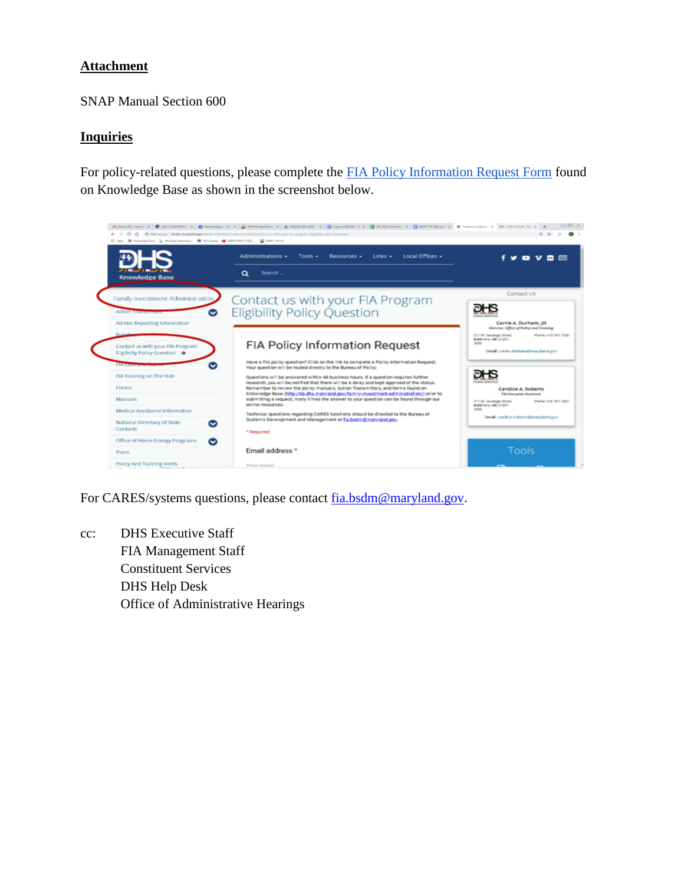**Attachment**

SNAP Manual Section 600

**Inquiries**

For policy-related questions, please complete the FIA Policy Information Request Form found on Knowledge Base as shown in the screenshot below.

For CARES/systems questions, please contact fia.bsdm@maryland.gov.

cc: DHS Executive Staff
FIA Management Staff
Constituent Services
DHS Help Desk
Office of Administrative Hearings